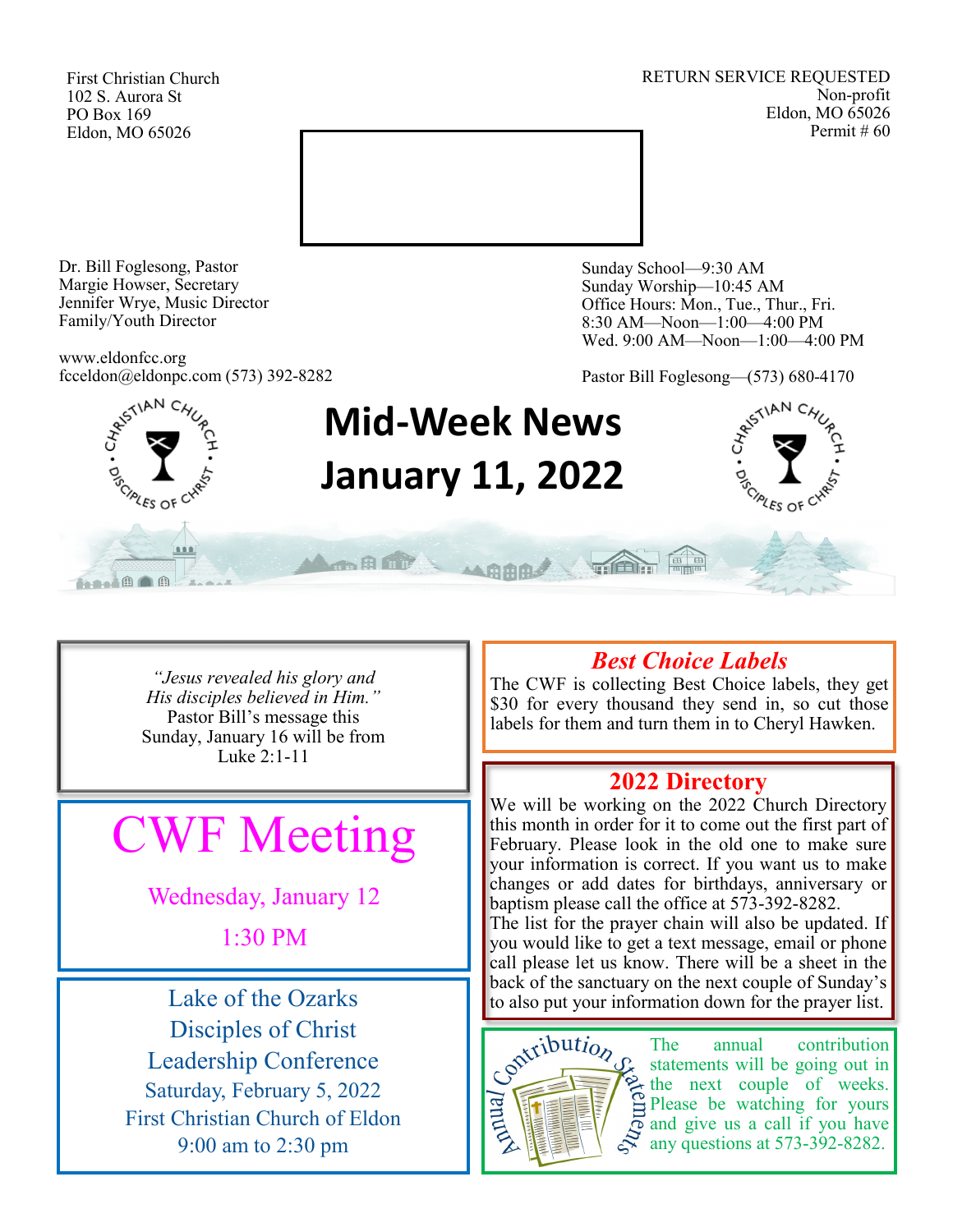First Christian Church
102 S. Aurora St
PO Box 169
Eldon, MO 65026

RETURN SERVICE REQUESTED
Non-profit
Eldon, MO 65026
Permit # 60

Dr. Bill Foglesong, Pastor
Margie Howser, Secretary
Jennifer Wrye, Music Director
Family/Youth Director

www.eldonfcc.org
fcceldon@eldonpc.com (573) 392-8282

Sunday School—9:30 AM
Sunday Worship—10:45 AM
Office Hours: Mon., Tue., Thur., Fri.
8:30 AM—Noon—1:00—4:00 PM
Wed. 9:00 AM—Noon—1:00—4:00 PM

Pastor Bill Foglesong—(573) 680-4170

# Mid-Week News
# January 11, 2022

*"Jesus revealed his glory and His disciples believed in Him."*
Pastor Bill's message this Sunday, January 16 will be from Luke 2:1-11

## CWF Meeting

Wednesday, January 12

1:30 PM

Lake of the Ozarks
Disciples of Christ
Leadership Conference
Saturday, February 5, 2022
First Christian Church of Eldon
9:00 am to 2:30 pm

## *Best Choice Labels*

The CWF is collecting Best Choice labels, they get $30 for every thousand they send in, so cut those labels for them and turn them in to Cheryl Hawken.

## 2022 Directory

We will be working on the 2022 Church Directory this month in order for it to come out the first part of February. Please look in the old one to make sure your information is correct. If you want us to make changes or add dates for birthdays, anniversary or baptism please call the office at 573-392-8282.
The list for the prayer chain will also be updated. If you would like to get a text message, email or phone call please let us know. There will be a sheet in the back of the sanctuary on the next couple of Sunday's to also put your information down for the prayer list.

## Annual Contribution Statements

The annual contribution statements will be going out in the next couple of weeks. Please be watching for yours and give us a call if you have any questions at 573-392-8282.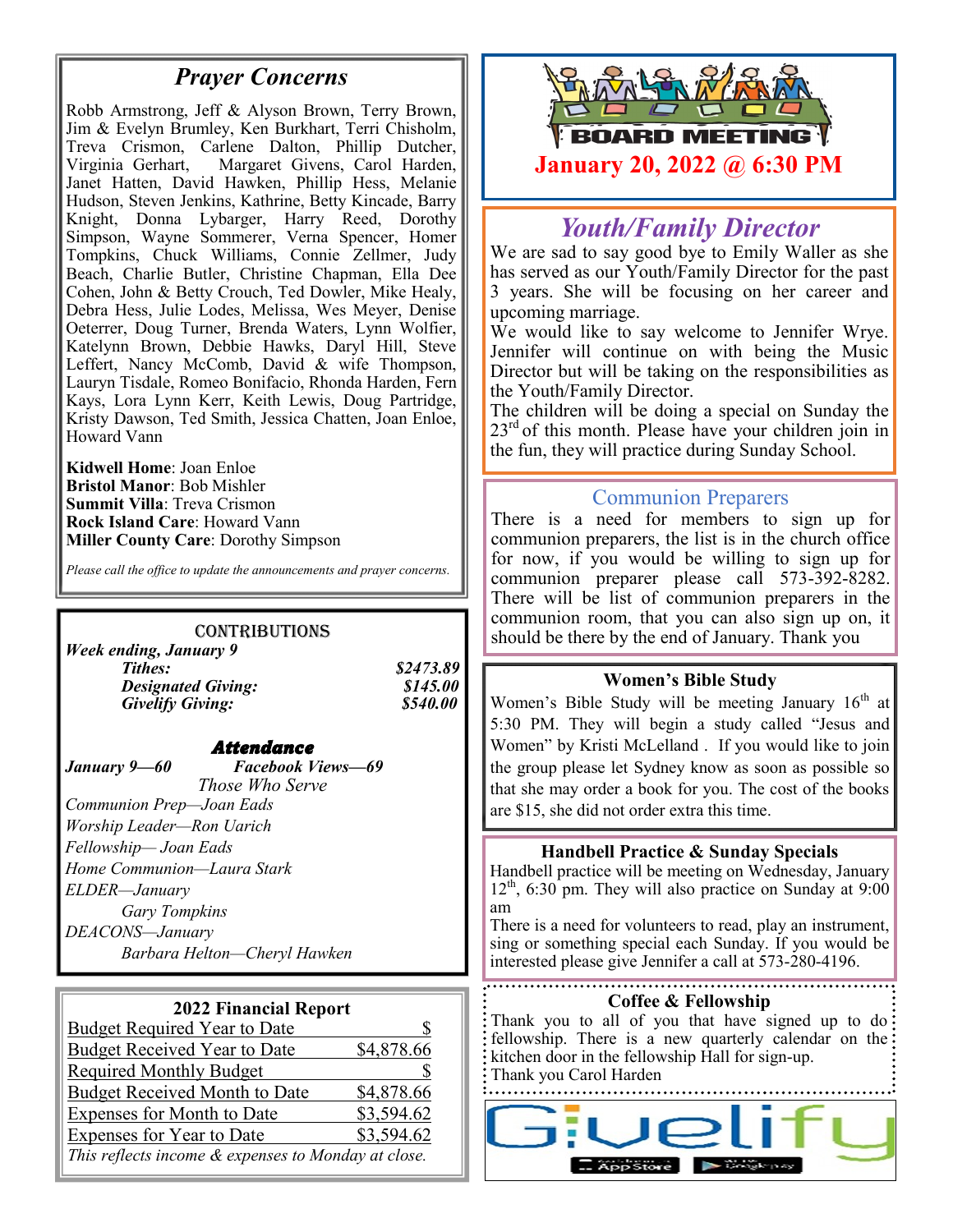## Prayer Concerns

Robb Armstrong, Jeff & Alyson Brown, Terry Brown, Jim & Evelyn Brumley, Ken Burkhart, Terri Chisholm, Treva Crismon, Carlene Dalton, Phillip Dutcher, Virginia Gerhart, Margaret Givens, Carol Harden, Janet Hatten, David Hawken, Phillip Hess, Melanie Hudson, Steven Jenkins, Kathrine, Betty Kincade, Barry Knight, Donna Lybarger, Harry Reed, Dorothy Simpson, Wayne Sommerer, Verna Spencer, Homer Tompkins, Chuck Williams, Connie Zellmer, Judy Beach, Charlie Butler, Christine Chapman, Ella Dee Cohen, John & Betty Crouch, Ted Dowler, Mike Healy, Debra Hess, Julie Lodes, Melissa, Wes Meyer, Denise Oeterrer, Doug Turner, Brenda Waters, Lynn Wolfier, Katelynn Brown, Debbie Hawks, Daryl Hill, Steve Leffert, Nancy McComb, David & wife Thompson, Lauryn Tisdale, Romeo Bonifacio, Rhonda Harden, Fern Kays, Lora Lynn Kerr, Keith Lewis, Doug Partridge, Kristy Dawson, Ted Smith, Jessica Chatten, Joan Enloe, Howard Vann

**Kidwell Home**: Joan Enloe
**Bristol Manor**: Bob Mishler
**Summit Villa**: Treva Crismon
**Rock Island Care**: Howard Vann
**Miller County Care**: Dorothy Simpson

*Please call the office to update the announcements and prayer concerns.*

### CONTRIBUTIONS

***Week ending, January 9***

| | |
|---|---|
| ***Tithes:*** | ***$2473.89*** |
| ***Designated Giving:*** | ***$145.00*** |
| ***Givelify Giving:*** | ***$540.00*** |

### *Attendance*

***January 9—60*** ***Facebook Views—69***

*Those Who Serve*

*Communion Prep—Joan Eads*
*Worship Leader—Ron Uarich*
*Fellowship— Joan Eads*
*Home Communion—Laura Stark*
*ELDER—January*
*Gary Tompkins*
*DEACONS—January*
*Barbara Helton—Cheryl Hawken*

### 2022 Financial Report

| | |
|---|---|
| Budget Required Year to Date | $ |
| Budget Received Year to Date | $4,878.66 |
| Required Monthly Budget | $ |
| Budget Received Month to Date | $4,878.66 |
| Expenses for Month to Date | $3,594.62 |
| Expenses for Year to Date | $3,594.62 |

*This reflects income & expenses to Monday at close.*

BOARD MEETING

**January 20, 2022 @ 6:30 PM**

## *Youth/Family Director*

We are sad to say good bye to Emily Waller as she has served as our Youth/Family Director for the past 3 years. She will be focusing on her career and upcoming marriage.

We would like to say welcome to Jennifer Wrye. Jennifer will continue on with being the Music Director but will be taking on the responsibilities as the Youth/Family Director.

The children will be doing a special on Sunday the 23rd of this month. Please have your children join in the fun, they will practice during Sunday School.

### Communion Preparers

There is a need for members to sign up for communion preparers, the list is in the church office for now, if you would be willing to sign up for communion preparer please call 573-392-8282. There will be list of communion preparers in the communion room, that you can also sign up on, it should be there by the end of January. Thank you

### Women's Bible Study

Women's Bible Study will be meeting January 16th at 5:30 PM. They will begin a study called "Jesus and Women" by Kristi McLelland . If you would like to join the group please let Sydney know as soon as possible so that she may order a book for you. The cost of the books are $15, she did not order extra this time.

### Handbell Practice & Sunday Specials

Handbell practice will be meeting on Wednesday, January 12th, 6:30 pm. They will also practice on Sunday at 9:00 am

There is a need for volunteers to read, play an instrument, sing or something special each Sunday. If you would be interested please give Jennifer a call at 573-280-4196.

### Coffee & Fellowship

Thank you to all of you that have signed up to do fellowship. There is a new quarterly calendar on the kitchen door in the fellowship Hall for sign-up.
Thank you Carol Harden

Givelify